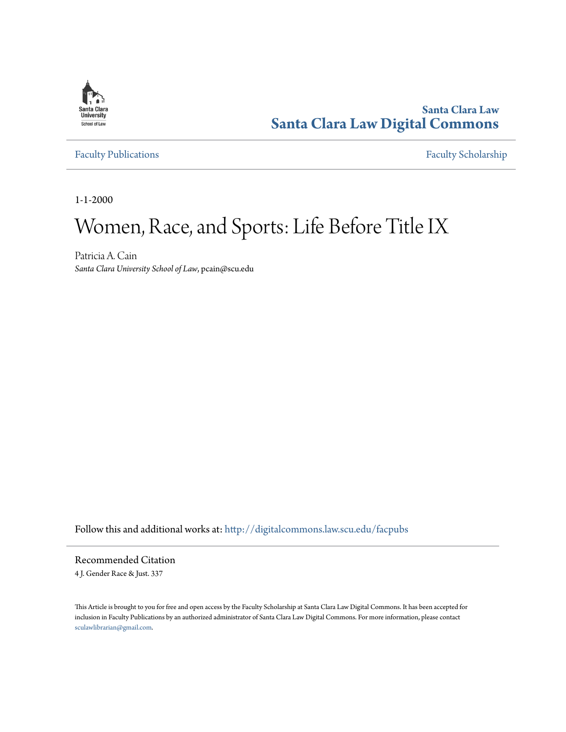Santa Clara Law
**Santa Clara Law Digital Commons**

Faculty Publications | Faculty Scholarship

1-1-2000

# Women, Race, and Sports: Life Before Title IX

Patricia A. Cain
*Santa Clara University School of Law*, pcain@scu.edu

Follow this and additional works at: http://digitalcommons.law.scu.edu/facpubs

## Recommended Citation

4 J. Gender Race & Just. 337

This Article is brought to you for free and open access by the Faculty Scholarship at Santa Clara Law Digital Commons. It has been accepted for inclusion in Faculty Publications by an authorized administrator of Santa Clara Law Digital Commons. For more information, please contact sculawlibrarian@gmail.com.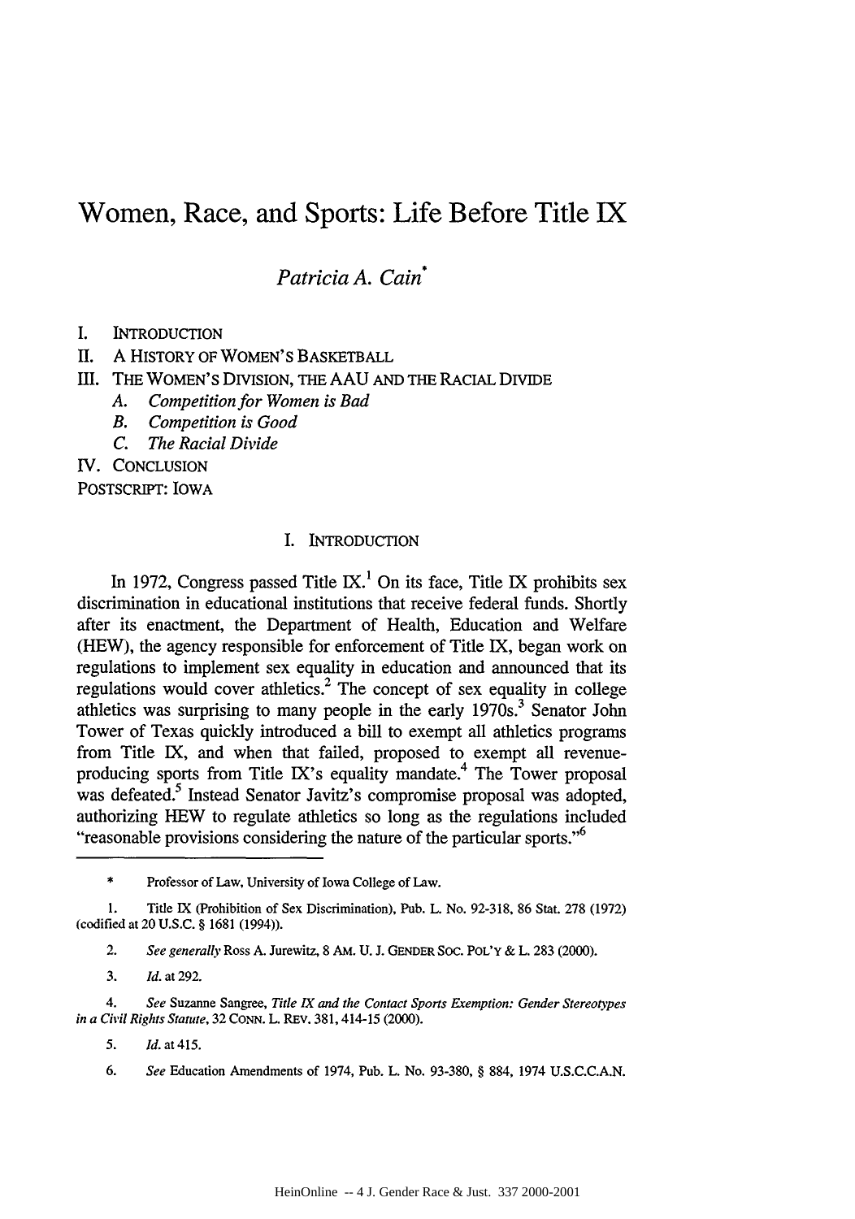# Women, Race, and Sports: Life Before Title IX

*Patricia A. Cain*\*

I. INTRODUCTION
II. A HISTORY OF WOMEN'S BASKETBALL
III. THE WOMEN'S DIVISION, THE AAU AND THE RACIAL DIVIDE
   *A. Competition for Women is Bad*
   *B. Competition is Good*
   *C. The Racial Divide*
IV. CONCLUSION
POSTSCRIPT: IOWA

## I. INTRODUCTION

In 1972, Congress passed Title IX.[1] On its face, Title IX prohibits sex discrimination in educational institutions that receive federal funds. Shortly after its enactment, the Department of Health, Education and Welfare (HEW), the agency responsible for enforcement of Title IX, began work on regulations to implement sex equality in education and announced that its regulations would cover athletics.[2] The concept of sex equality in college athletics was surprising to many people in the early 1970s.[3] Senator John Tower of Texas quickly introduced a bill to exempt all athletics programs from Title IX, and when that failed, proposed to exempt all revenue-producing sports from Title IX's equality mandate.[4] The Tower proposal was defeated.[5] Instead Senator Javitz's compromise proposal was adopted, authorizing HEW to regulate athletics so long as the regulations included "reasonable provisions considering the nature of the particular sports."[6]

---

\* Professor of Law, University of Iowa College of Law.

1. Title IX (Prohibition of Sex Discrimination), Pub. L. No. 92-318, 86 Stat. 278 (1972) (codified at 20 U.S.C. § 1681 (1994)).

2. *See generally* Ross A. Jurewitz, 8 AM. U. J. GENDER SOC. POL'Y & L. 283 (2000).

3. *Id.* at 292.

4. *See* Suzanne Sangree, *Title IX and the Contact Sports Exemption: Gender Stereotypes in a Civil Rights Statute*, 32 CONN. L. REV. 381, 414-15 (2000).

5. *Id.* at 415.

6. *See* Education Amendments of 1974, Pub. L. No. 93-380, § 884, 1974 U.S.C.C.A.N.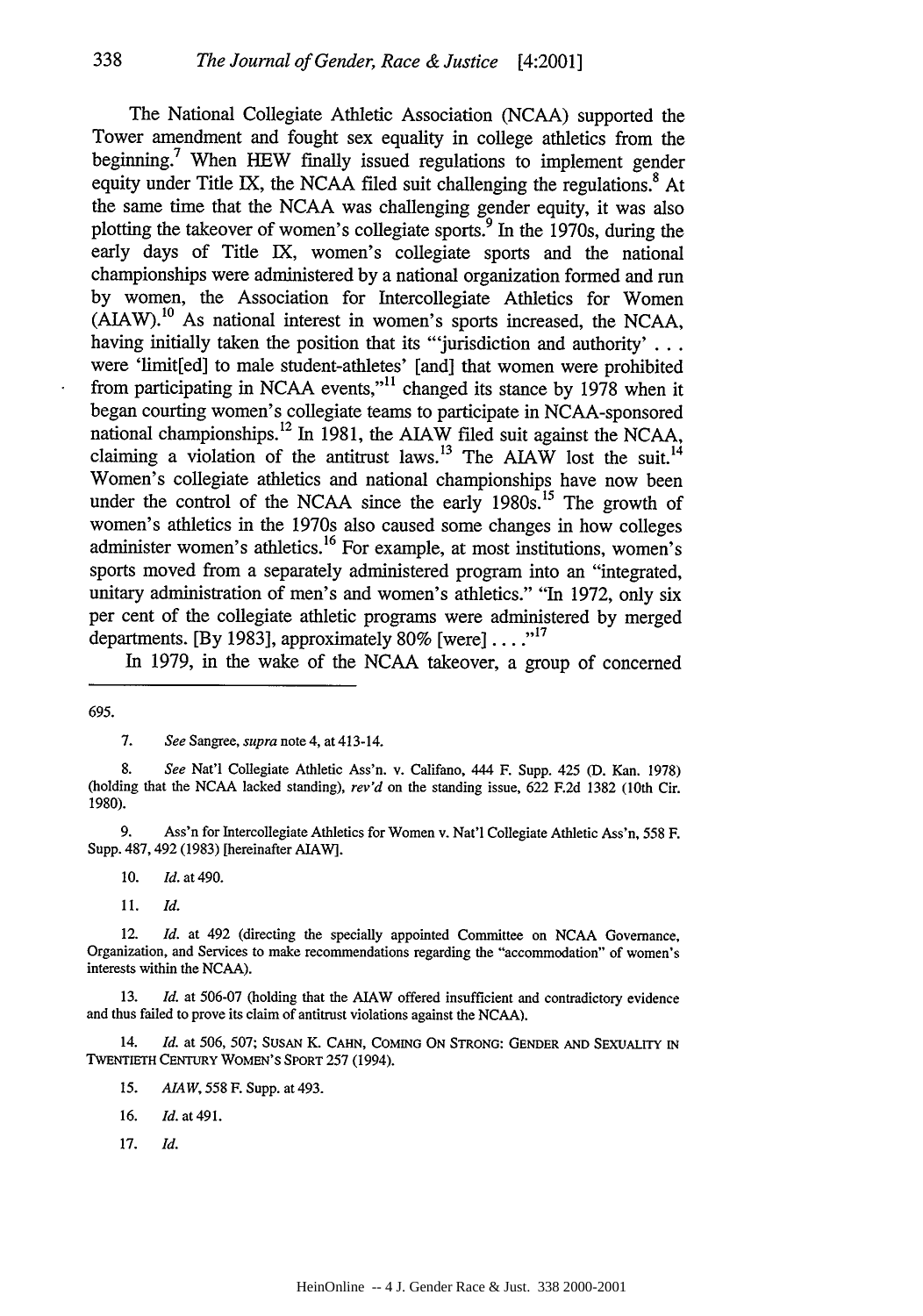The National Collegiate Athletic Association (NCAA) supported the Tower amendment and fought sex equality in college athletics from the beginning.[7] When HEW finally issued regulations to implement gender equity under Title IX, the NCAA filed suit challenging the regulations.[8] At the same time that the NCAA was challenging gender equity, it was also plotting the takeover of women's collegiate sports.[9] In the 1970s, during the early days of Title IX, women's collegiate sports and the national championships were administered by a national organization formed and run by women, the Association for Intercollegiate Athletics for Women (AIAW).[10] As national interest in women's sports increased, the NCAA, having initially taken the position that its "'jurisdiction and authority' . . . were 'limit[ed] to male student-athletes' [and] that women were prohibited from participating in NCAA events,"[11] changed its stance by 1978 when it began courting women's collegiate teams to participate in NCAA-sponsored national championships.[12] In 1981, the AIAW filed suit against the NCAA, claiming a violation of the antitrust laws.[13] The AIAW lost the suit.[14] Women's collegiate athletics and national championships have now been under the control of the NCAA since the early 1980s.[15] The growth of women's athletics in the 1970s also caused some changes in how colleges administer women's athletics.[16] For example, at most institutions, women's sports moved from a separately administered program into an "integrated, unitary administration of men's and women's athletics." "In 1972, only six per cent of the collegiate athletic programs were administered by merged departments. [By 1983], approximately 80% [were] . . . ."[17]

In 1979, in the wake of the NCAA takeover, a group of concerned

---

695.

7. *See* Sangree, *supra* note 4, at 413-14.

8. *See* Nat'l Collegiate Athletic Ass'n. v. Califano, 444 F. Supp. 425 (D. Kan. 1978) (holding that the NCAA lacked standing), *rev'd* on the standing issue, 622 F.2d 1382 (10th Cir. 1980).

9. Ass'n for Intercollegiate Athletics for Women v. Nat'l Collegiate Athletic Ass'n, 558 F. Supp. 487, 492 (1983) [hereinafter AIAW].

10. *Id.* at 490.

11. *Id.*

12. *Id.* at 492 (directing the specially appointed Committee on NCAA Governance, Organization, and Services to make recommendations regarding the "accommodation" of women's interests within the NCAA).

13. *Id.* at 506-07 (holding that the AIAW offered insufficient and contradictory evidence and thus failed to prove its claim of antitrust violations against the NCAA).

14. *Id.* at 506, 507; SUSAN K. CAHN, COMING ON STRONG: GENDER AND SEXUALITY IN TWENTIETH CENTURY WOMEN'S SPORT 257 (1994).

15. *AIAW*, 558 F. Supp. at 493.

16. *Id.* at 491.

17. *Id.*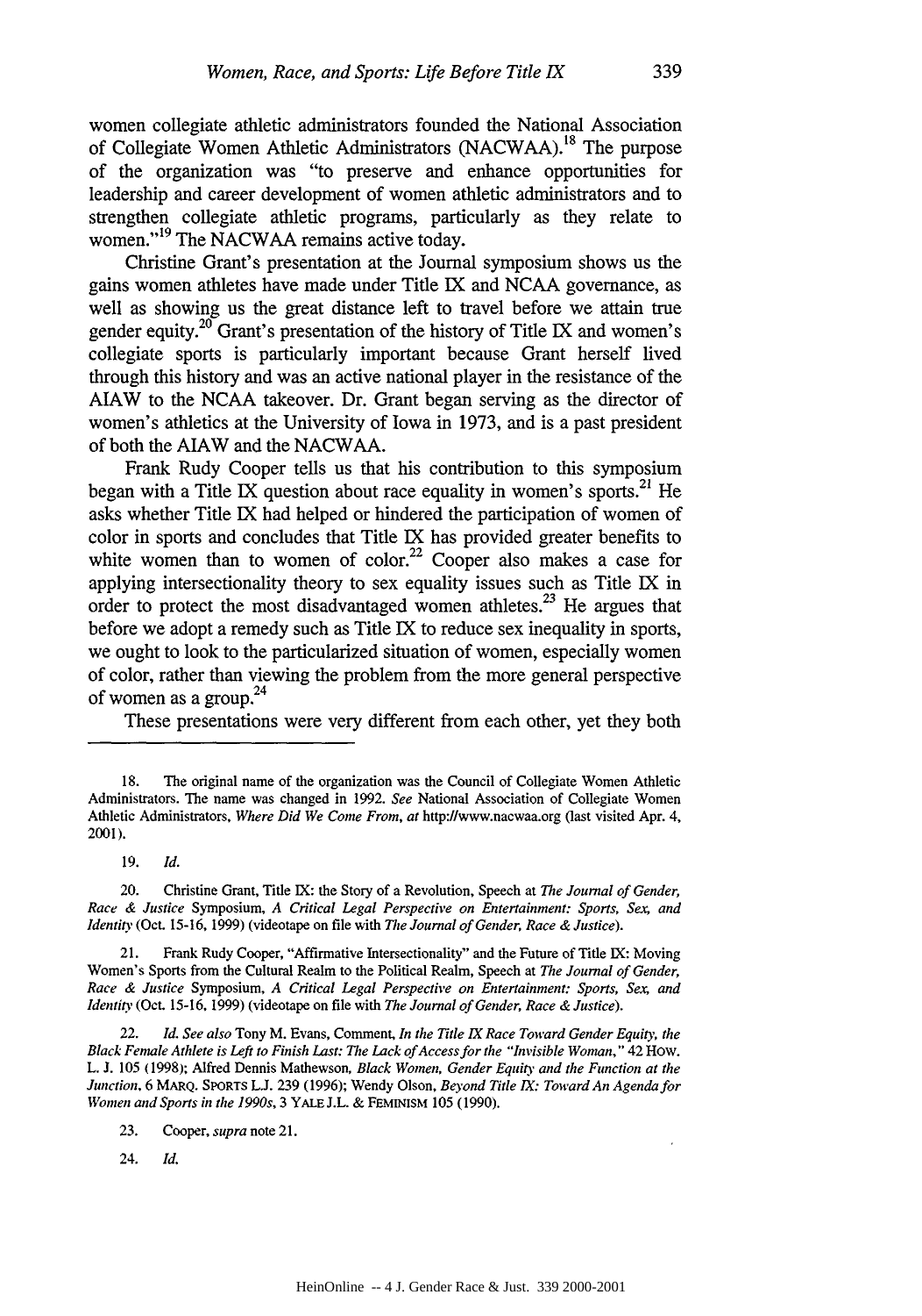women collegiate athletic administrators founded the National Association of Collegiate Women Athletic Administrators (NACWAA).[18] The purpose of the organization was "to preserve and enhance opportunities for leadership and career development of women athletic administrators and to strengthen collegiate athletic programs, particularly as they relate to women."[19] The NACWAA remains active today.

Christine Grant's presentation at the Journal symposium shows us the gains women athletes have made under Title IX and NCAA governance, as well as showing us the great distance left to travel before we attain true gender equity.[20] Grant's presentation of the history of Title IX and women's collegiate sports is particularly important because Grant herself lived through this history and was an active national player in the resistance of the AIAW to the NCAA takeover. Dr. Grant began serving as the director of women's athletics at the University of Iowa in 1973, and is a past president of both the AIAW and the NACWAA.

Frank Rudy Cooper tells us that his contribution to this symposium began with a Title IX question about race equality in women's sports.[21] He asks whether Title IX had helped or hindered the participation of women of color in sports and concludes that Title IX has provided greater benefits to white women than to women of color.[22] Cooper also makes a case for applying intersectionality theory to sex equality issues such as Title IX in order to protect the most disadvantaged women athletes.[23] He argues that before we adopt a remedy such as Title IX to reduce sex inequality in sports, we ought to look to the particularized situation of women, especially women of color, rather than viewing the problem from the more general perspective of women as a group.[24]

These presentations were very different from each other, yet they both

---

18. The original name of the organization was the Council of Collegiate Women Athletic Administrators. The name was changed in 1992. *See* National Association of Collegiate Women Athletic Administrators, *Where Did We Come From*, *at* http://www.nacwaa.org (last visited Apr. 4, 2001).

19. *Id.*

20. Christine Grant, Title IX: the Story of a Revolution, Speech at *The Journal of Gender, Race & Justice* Symposium, *A Critical Legal Perspective on Entertainment: Sports, Sex, and Identity* (Oct. 15-16, 1999) (videotape on file with *The Journal of Gender, Race & Justice*).

21. Frank Rudy Cooper, "Affirmative Intersectionality" and the Future of Title IX: Moving Women's Sports from the Cultural Realm to the Political Realm, Speech at *The Journal of Gender, Race & Justice* Symposium, *A Critical Legal Perspective on Entertainment: Sports, Sex, and Identity* (Oct. 15-16, 1999) (videotape on file with *The Journal of Gender, Race & Justice*).

22. *Id. See also* Tony M. Evans, Comment, *In the Title IX Race Toward Gender Equity, the Black Female Athlete is Left to Finish Last: The Lack of Access for the "Invisible Woman,"* 42 How. L. J. 105 (1998); Alfred Dennis Mathewson, *Black Women, Gender Equity and the Function at the Junction*, 6 MARQ. SPORTS L.J. 239 (1996); Wendy Olson, *Beyond Title IX: Toward An Agenda for Women and Sports in the 1990s*, 3 YALE J.L. & FEMINISM 105 (1990).

23. Cooper, *supra* note 21.

24. *Id.*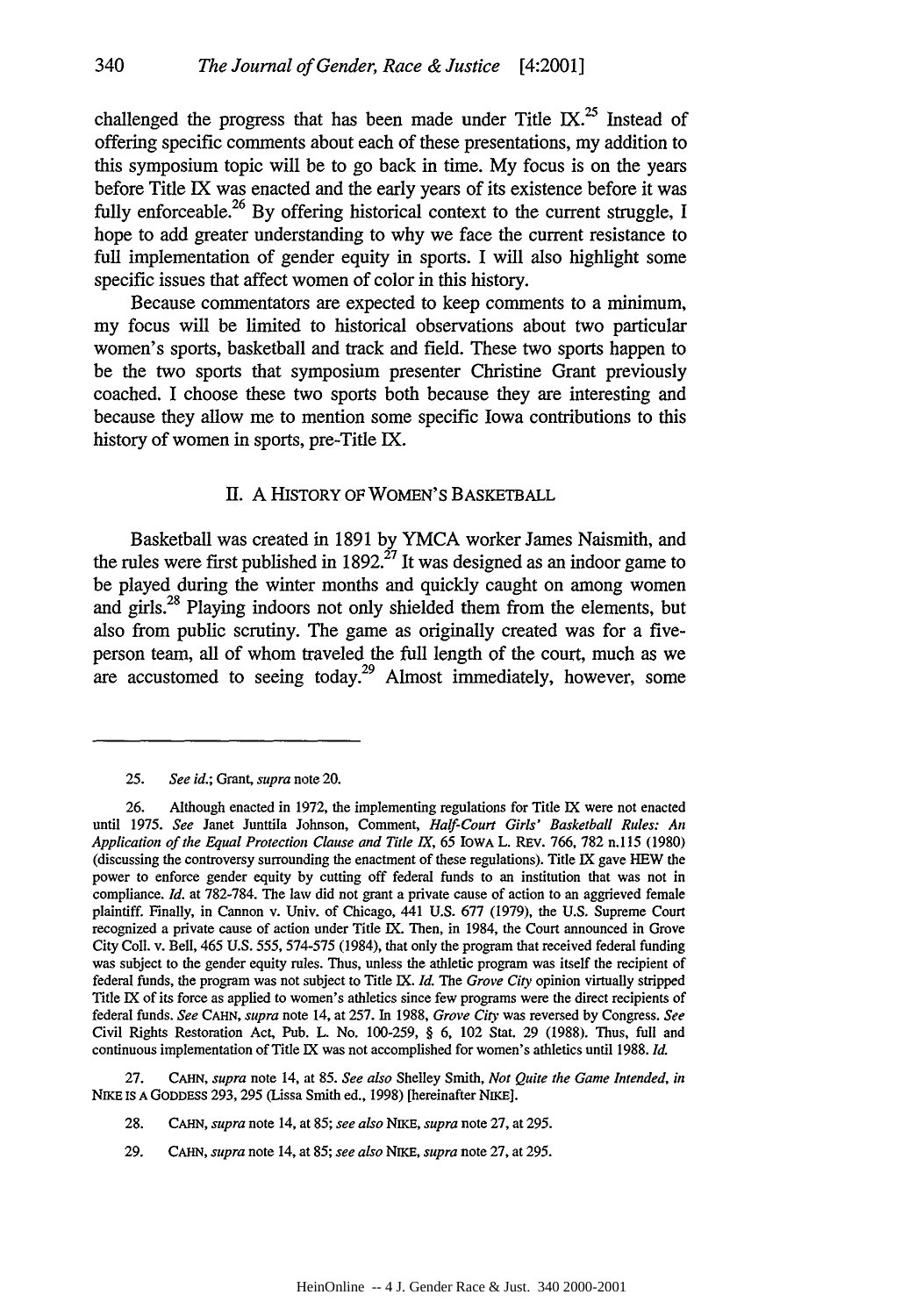challenged the progress that has been made under Title IX.[25] Instead of offering specific comments about each of these presentations, my addition to this symposium topic will be to go back in time. My focus is on the years before Title IX was enacted and the early years of its existence before it was fully enforceable.[26] By offering historical context to the current struggle, I hope to add greater understanding to why we face the current resistance to full implementation of gender equity in sports. I will also highlight some specific issues that affect women of color in this history.

Because commentators are expected to keep comments to a minimum, my focus will be limited to historical observations about two particular women's sports, basketball and track and field. These two sports happen to be the two sports that symposium presenter Christine Grant previously coached. I choose these two sports both because they are interesting and because they allow me to mention some specific Iowa contributions to this history of women in sports, pre-Title IX.

## II. A HISTORY OF WOMEN'S BASKETBALL

Basketball was created in 1891 by YMCA worker James Naismith, and the rules were first published in 1892.[27] It was designed as an indoor game to be played during the winter months and quickly caught on among women and girls.[28] Playing indoors not only shielded them from the elements, but also from public scrutiny. The game as originally created was for a five-person team, all of whom traveled the full length of the court, much as we are accustomed to seeing today.[29] Almost immediately, however, some

---

25. *See id.*; Grant, *supra* note 20.

26. Although enacted in 1972, the implementing regulations for Title IX were not enacted until 1975. *See* Janet Junttila Johnson, Comment, *Half-Court Girls' Basketball Rules: An Application of the Equal Protection Clause and Title IX*, 65 IOWA L. REV. 766, 782 n.115 (1980) (discussing the controversy surrounding the enactment of these regulations). Title IX gave HEW the power to enforce gender equity by cutting off federal funds to an institution that was not in compliance. *Id.* at 782-784. The law did not grant a private cause of action to an aggrieved female plaintiff. Finally, in Cannon v. Univ. of Chicago, 441 U.S. 677 (1979), the U.S. Supreme Court recognized a private cause of action under Title IX. Then, in 1984, the Court announced in Grove City Coll. v. Bell, 465 U.S. 555, 574-575 (1984), that only the program that received federal funding was subject to the gender equity rules. Thus, unless the athletic program was itself the recipient of federal funds, the program was not subject to Title IX. *Id.* The *Grove City* opinion virtually stripped Title IX of its force as applied to women's athletics since few programs were the direct recipients of federal funds. *See* CAHN, *supra* note 14, at 257. In 1988, *Grove City* was reversed by Congress. *See* Civil Rights Restoration Act, Pub. L. No. 100-259, § 6, 102 Stat. 29 (1988). Thus, full and continuous implementation of Title IX was not accomplished for women's athletics until 1988. *Id.*

27. CAHN, *supra* note 14, at 85. *See also* Shelley Smith, *Not Quite the Game Intended*, *in* NIKE IS A GODDESS 293, 295 (Lissa Smith ed., 1998) [hereinafter NIKE].

28. CAHN, *supra* note 14, at 85; *see also* NIKE, *supra* note 27, at 295.

29. CAHN, *supra* note 14, at 85; *see also* NIKE, *supra* note 27, at 295.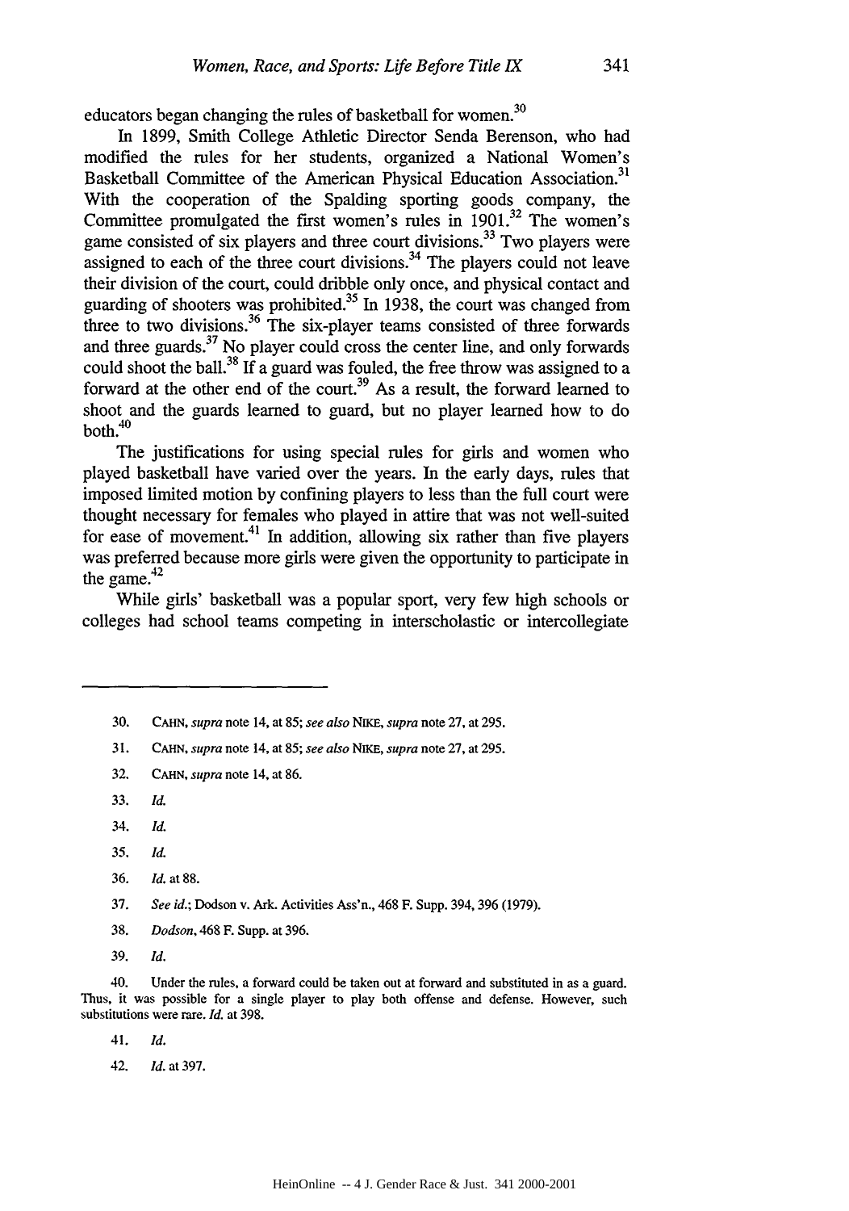educators began changing the rules of basketball for women.[30]

In 1899, Smith College Athletic Director Senda Berenson, who had modified the rules for her students, organized a National Women's Basketball Committee of the American Physical Education Association.[31] With the cooperation of the Spalding sporting goods company, the Committee promulgated the first women's rules in 1901.[32] The women's game consisted of six players and three court divisions.[33] Two players were assigned to each of the three court divisions.[34] The players could not leave their division of the court, could dribble only once, and physical contact and guarding of shooters was prohibited.[35] In 1938, the court was changed from three to two divisions.[36] The six-player teams consisted of three forwards and three guards.[37] No player could cross the center line, and only forwards could shoot the ball.[38] If a guard was fouled, the free throw was assigned to a forward at the other end of the court.[39] As a result, the forward learned to shoot and the guards learned to guard, but no player learned how to do both.[40]

The justifications for using special rules for girls and women who played basketball have varied over the years. In the early days, rules that imposed limited motion by confining players to less than the full court were thought necessary for females who played in attire that was not well-suited for ease of movement.[41] In addition, allowing six rather than five players was preferred because more girls were given the opportunity to participate in the game.[42]

While girls' basketball was a popular sport, very few high schools or colleges had school teams competing in interscholastic or intercollegiate

---

30. CAHN, *supra* note 14, at 85; *see also* NIKE, *supra* note 27, at 295.

31. CAHN, *supra* note 14, at 85; *see also* NIKE, *supra* note 27, at 295.

32. CAHN, *supra* note 14, at 86.

33. *Id.*

34. *Id.*

35. *Id.*

36. *Id.* at 88.

37. *See id.*; Dodson v. Ark. Activities Ass'n., 468 F. Supp. 394, 396 (1979).

38. *Dodson*, 468 F. Supp. at 396.

39. *Id.*

40. Under the rules, a forward could be taken out at forward and substituted in as a guard. Thus, it was possible for a single player to play both offense and defense. However, such substitutions were rare. *Id.* at 398.

41. *Id.*

42. *Id.* at 397.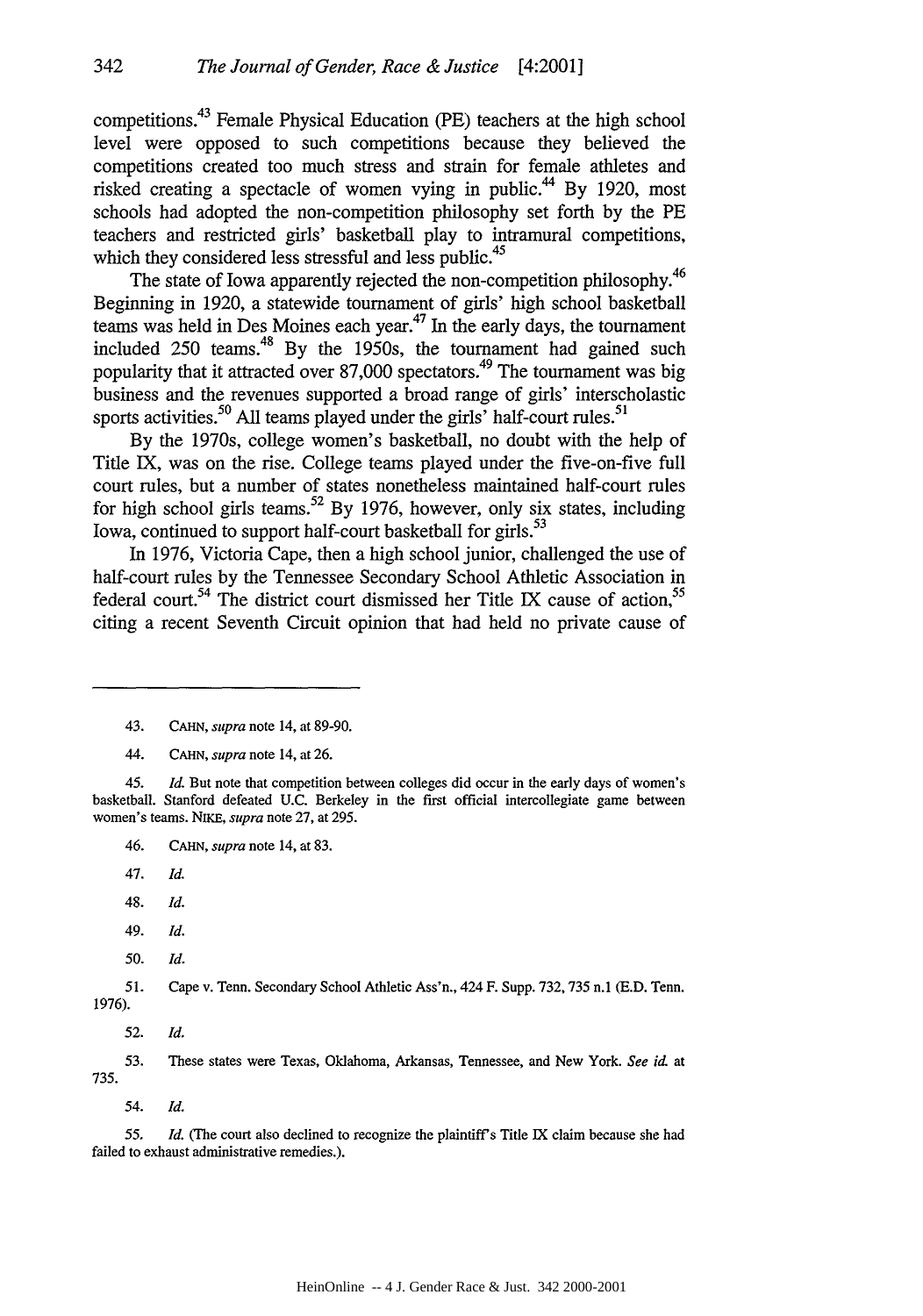competitions.[43] Female Physical Education (PE) teachers at the high school level were opposed to such competitions because they believed the competitions created too much stress and strain for female athletes and risked creating a spectacle of women vying in public.[44] By 1920, most schools had adopted the non-competition philosophy set forth by the PE teachers and restricted girls' basketball play to intramural competitions, which they considered less stressful and less public.[45]

The state of Iowa apparently rejected the non-competition philosophy.[46] Beginning in 1920, a statewide tournament of girls' high school basketball teams was held in Des Moines each year.[47] In the early days, the tournament included 250 teams.[48] By the 1950s, the tournament had gained such popularity that it attracted over 87,000 spectators.[49] The tournament was big business and the revenues supported a broad range of girls' interscholastic sports activities.[50] All teams played under the girls' half-court rules.[51]

By the 1970s, college women's basketball, no doubt with the help of Title IX, was on the rise. College teams played under the five-on-five full court rules, but a number of states nonetheless maintained half-court rules for high school girls teams.[52] By 1976, however, only six states, including Iowa, continued to support half-court basketball for girls.[53]

In 1976, Victoria Cape, then a high school junior, challenged the use of half-court rules by the Tennessee Secondary School Athletic Association in federal court.[54] The district court dismissed her Title IX cause of action,[55] citing a recent Seventh Circuit opinion that had held no private cause of

---

43. CAHN, *supra* note 14, at 89-90.

44. CAHN, *supra* note 14, at 26.

45. *Id.* But note that competition between colleges did occur in the early days of women's basketball. Stanford defeated U.C. Berkeley in the first official intercollegiate game between women's teams. NIKE, *supra* note 27, at 295.

46. CAHN, *supra* note 14, at 83.

47. *Id.*

48. *Id.*

49. *Id.*

50. *Id.*

51. Cape v. Tenn. Secondary School Athletic Ass'n., 424 F. Supp. 732, 735 n.1 (E.D. Tenn. 1976).

52. *Id.*

53. These states were Texas, Oklahoma, Arkansas, Tennessee, and New York. *See id.* at 735.

54. *Id.*

55. *Id.* (The court also declined to recognize the plaintiff's Title IX claim because she had failed to exhaust administrative remedies.).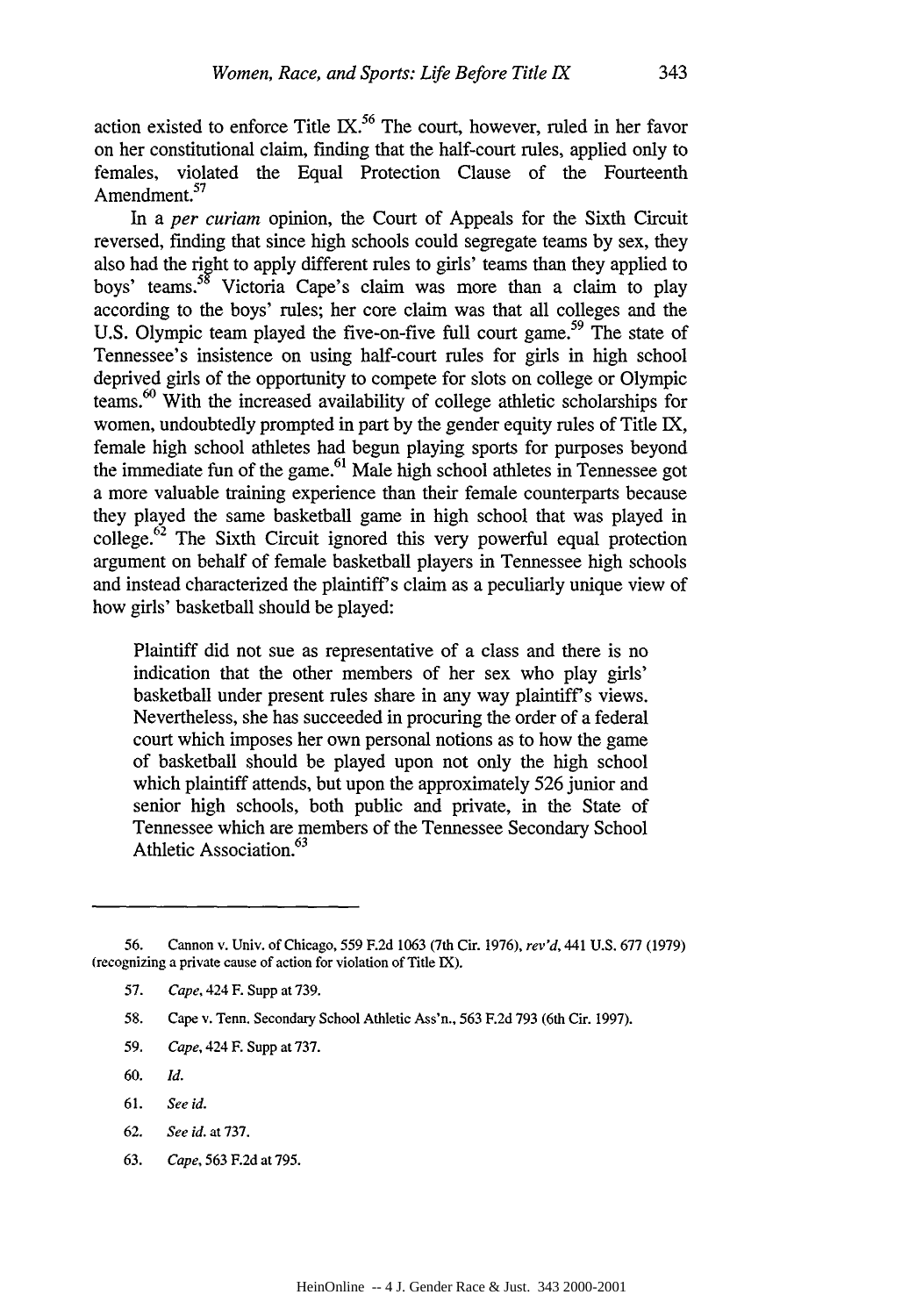action existed to enforce Title IX.[56] The court, however, ruled in her favor on her constitutional claim, finding that the half-court rules, applied only to females, violated the Equal Protection Clause of the Fourteenth Amendment.[57]

In a *per curiam* opinion, the Court of Appeals for the Sixth Circuit reversed, finding that since high schools could segregate teams by sex, they also had the right to apply different rules to girls' teams than they applied to boys' teams.[58] Victoria Cape's claim was more than a claim to play according to the boys' rules; her core claim was that all colleges and the U.S. Olympic team played the five-on-five full court game.[59] The state of Tennessee's insistence on using half-court rules for girls in high school deprived girls of the opportunity to compete for slots on college or Olympic teams.[60] With the increased availability of college athletic scholarships for women, undoubtedly prompted in part by the gender equity rules of Title IX, female high school athletes had begun playing sports for purposes beyond the immediate fun of the game.[61] Male high school athletes in Tennessee got a more valuable training experience than their female counterparts because they played the same basketball game in high school that was played in college.[62] The Sixth Circuit ignored this very powerful equal protection argument on behalf of female basketball players in Tennessee high schools and instead characterized the plaintiff's claim as a peculiarly unique view of how girls' basketball should be played:

> Plaintiff did not sue as representative of a class and there is no indication that the other members of her sex who play girls' basketball under present rules share in any way plaintiff's views. Nevertheless, she has succeeded in procuring the order of a federal court which imposes her own personal notions as to how the game of basketball should be played upon not only the high school which plaintiff attends, but upon the approximately 526 junior and senior high schools, both public and private, in the State of Tennessee which are members of the Tennessee Secondary School Athletic Association.[63]

---

56. Cannon v. Univ. of Chicago, 559 F.2d 1063 (7th Cir. 1976), *rev'd*, 441 U.S. 677 (1979) (recognizing a private cause of action for violation of Title IX).

57. *Cape*, 424 F. Supp at 739.

58. Cape v. Tenn. Secondary School Athletic Ass'n., 563 F.2d 793 (6th Cir. 1997).

59. *Cape*, 424 F. Supp at 737.

60. *Id.*

61. *See id.*

62. *See id.* at 737.

63. *Cape*, 563 F.2d at 795.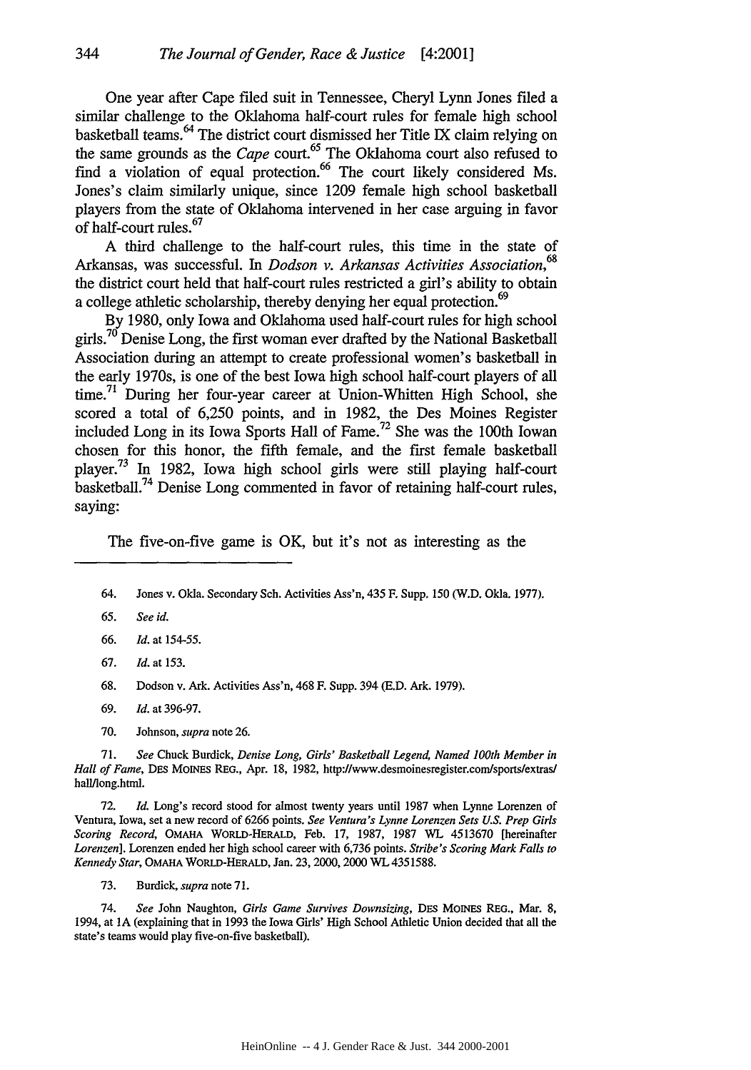One year after Cape filed suit in Tennessee, Cheryl Lynn Jones filed a similar challenge to the Oklahoma half-court rules for female high school basketball teams.[64] The district court dismissed her Title IX claim relying on the same grounds as the *Cape* court.[65] The Oklahoma court also refused to find a violation of equal protection.[66] The court likely considered Ms. Jones's claim similarly unique, since 1209 female high school basketball players from the state of Oklahoma intervened in her case arguing in favor of half-court rules.[67]

A third challenge to the half-court rules, this time in the state of Arkansas, was successful. In *Dodson v. Arkansas Activities Association*,[68] the district court held that half-court rules restricted a girl's ability to obtain a college athletic scholarship, thereby denying her equal protection.[69]

By 1980, only Iowa and Oklahoma used half-court rules for high school girls.[70] Denise Long, the first woman ever drafted by the National Basketball Association during an attempt to create professional women's basketball in the early 1970s, is one of the best Iowa high school half-court players of all time.[71] During her four-year career at Union-Whitten High School, she scored a total of 6,250 points, and in 1982, the Des Moines Register included Long in its Iowa Sports Hall of Fame.[72] She was the 100th Iowan chosen for this honor, the fifth female, and the first female basketball player.[73] In 1982, Iowa high school girls were still playing half-court basketball.[74] Denise Long commented in favor of retaining half-court rules, saying:

> The five-on-five game is OK, but it's not as interesting as the

---

64. Jones v. Okla. Secondary Sch. Activities Ass'n, 435 F. Supp. 150 (W.D. Okla. 1977).

65. *See id.*

66. *Id.* at 154-55.

67. *Id.* at 153.

68. Dodson v. Ark. Activities Ass'n, 468 F. Supp. 394 (E.D. Ark. 1979).

69. *Id.* at 396-97.

70. Johnson, *supra* note 26.

71. *See* Chuck Burdick, *Denise Long, Girls' Basketball Legend, Named 100th Member in Hall of Fame*, DES MOINES REG., Apr. 18, 1982, http://www.desmoinesregister.com/sports/extras/hall/long.html.

72. *Id.* Long's record stood for almost twenty years until 1987 when Lynne Lorenzen of Ventura, Iowa, set a new record of 6266 points. *See Ventura's Lynne Lorenzen Sets U.S. Prep Girls Scoring Record*, OMAHA WORLD-HERALD, Feb. 17, 1987, 1987 WL 4513670 [hereinafter *Lorenzen*]. Lorenzen ended her high school career with 6,736 points. *Stribe's Scoring Mark Falls to Kennedy Star*, OMAHA WORLD-HERALD, Jan. 23, 2000, 2000 WL 4351588.

73. Burdick, *supra* note 71.

74. *See* John Naughton, *Girls Game Survives Downsizing*, DES MOINES REG., Mar. 8, 1994, at 1A (explaining that in 1993 the Iowa Girls' High School Athletic Union decided that all the state's teams would play five-on-five basketball).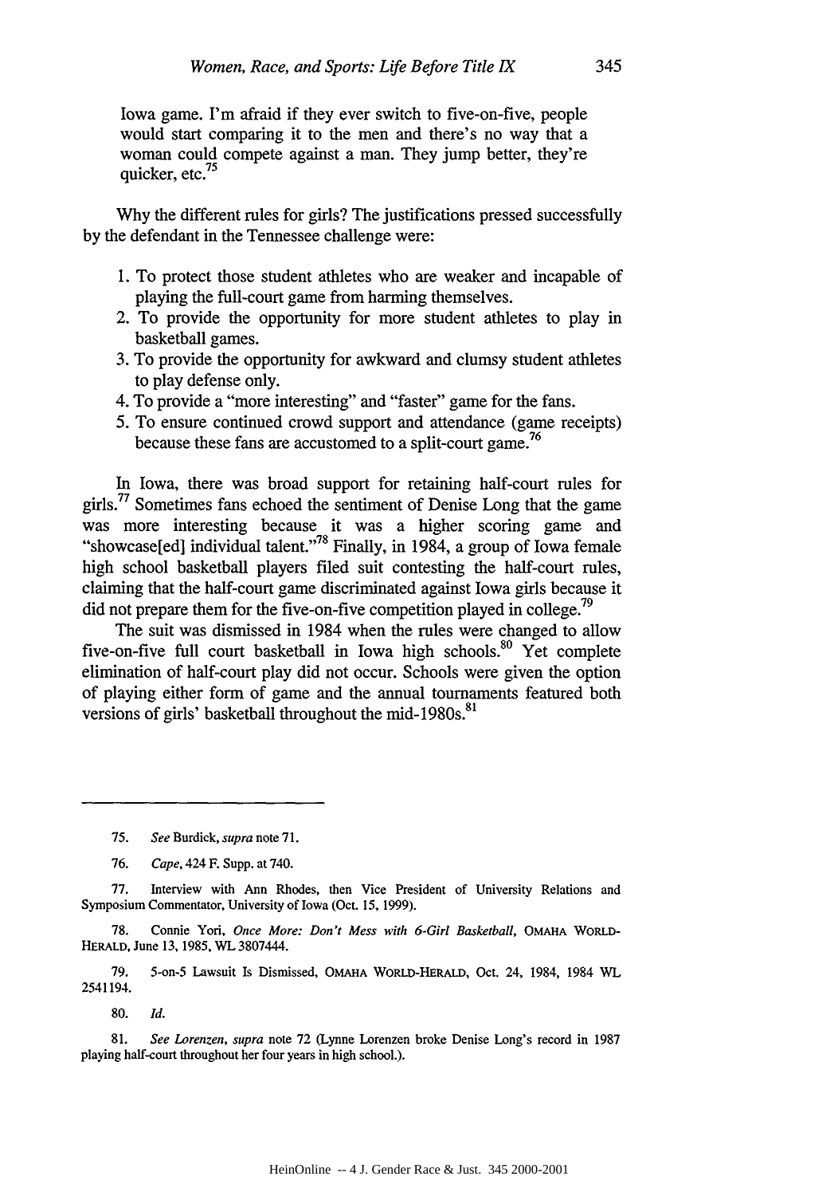Iowa game. I'm afraid if they ever switch to five-on-five, people would start comparing it to the men and there's no way that a woman could compete against a man. They jump better, they're quicker, etc.[75]

Why the different rules for girls? The justifications pressed successfully by the defendant in the Tennessee challenge were:

1. To protect those student athletes who are weaker and incapable of playing the full-court game from harming themselves.
2. To provide the opportunity for more student athletes to play in basketball games.
3. To provide the opportunity for awkward and clumsy student athletes to play defense only.
4. To provide a "more interesting" and "faster" game for the fans.
5. To ensure continued crowd support and attendance (game receipts) because these fans are accustomed to a split-court game.[76]

In Iowa, there was broad support for retaining half-court rules for girls.[77] Sometimes fans echoed the sentiment of Denise Long that the game was more interesting because it was a higher scoring game and "showcase[ed] individual talent."[78] Finally, in 1984, a group of Iowa female high school basketball players filed suit contesting the half-court rules, claiming that the half-court game discriminated against Iowa girls because it did not prepare them for the five-on-five competition played in college.[79]

The suit was dismissed in 1984 when the rules were changed to allow five-on-five full court basketball in Iowa high schools.[80] Yet complete elimination of half-court play did not occur. Schools were given the option of playing either form of game and the annual tournaments featured both versions of girls' basketball throughout the mid-1980s.[81]

---

75. *See* Burdick, *supra* note 71.

76. *Cape*, 424 F. Supp. at 740.

77. Interview with Ann Rhodes, then Vice President of University Relations and Symposium Commentator, University of Iowa (Oct. 15, 1999).

78. Connie Yori, *Once More: Don't Mess with 6-Girl Basketball*, OMAHA WORLD-HERALD, June 13, 1985, WL 3807444.

79. 5-on-5 Lawsuit Is Dismissed, OMAHA WORLD-HERALD, Oct. 24, 1984, 1984 WL 2541194.

80. *Id.*

81. *See Lorenzen*, *supra* note 72 (Lynne Lorenzen broke Denise Long's record in 1987 playing half-court throughout her four years in high school.).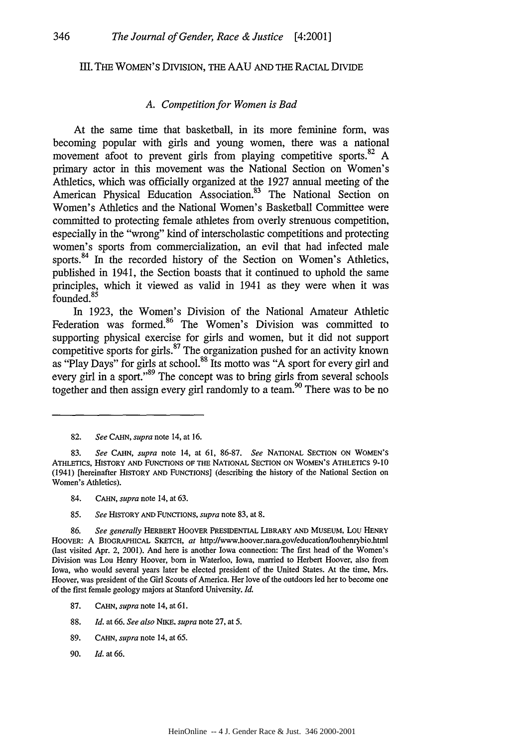## III. THE WOMEN'S DIVISION, THE AAU AND THE RACIAL DIVIDE

### *A. Competition for Women is Bad*

At the same time that basketball, in its more feminine form, was becoming popular with girls and young women, there was a national movement afoot to prevent girls from playing competitive sports.[82] A primary actor in this movement was the National Section on Women's Athletics, which was officially organized at the 1927 annual meeting of the American Physical Education Association.[83] The National Section on Women's Athletics and the National Women's Basketball Committee were committed to protecting female athletes from overly strenuous competition, especially in the "wrong" kind of interscholastic competitions and protecting women's sports from commercialization, an evil that had infected male sports.[84] In the recorded history of the Section on Women's Athletics, published in 1941, the Section boasts that it continued to uphold the same principles, which it viewed as valid in 1941 as they were when it was founded.[85]

In 1923, the Women's Division of the National Amateur Athletic Federation was formed.[86] The Women's Division was committed to supporting physical exercise for girls and women, but it did not support competitive sports for girls.[87] The organization pushed for an activity known as "Play Days" for girls at school.[88] Its motto was "A sport for every girl and every girl in a sport."[89] The concept was to bring girls from several schools together and then assign every girl randomly to a team.[90] There was to be no

---

82. *See* CAHN, *supra* note 14, at 16.

83. *See* CAHN, *supra* note 14, at 61, 86-87. *See* NATIONAL SECTION ON WOMEN'S ATHLETICS, HISTORY AND FUNCTIONS OF THE NATIONAL SECTION ON WOMEN'S ATHLETICS 9-10 (1941) [hereinafter HISTORY AND FUNCTIONS] (describing the history of the National Section on Women's Athletics).

84. CAHN, *supra* note 14, at 63.

85. *See* HISTORY AND FUNCTIONS, *supra* note 83, at 8.

86. *See generally* HERBERT HOOVER PRESIDENTIAL LIBRARY AND MUSEUM, LOU HENRY HOOVER: A BIOGRAPHICAL SKETCH, *at* http://www.hoover.nara.gov/education/louhenrybio.html (last visited Apr. 2, 2001). And here is another Iowa connection: The first head of the Women's Division was Lou Henry Hoover, born in Waterloo, Iowa, married to Herbert Hoover, also from Iowa, who would several years later be elected president of the United States. At the time, Mrs. Hoover, was president of the Girl Scouts of America. Her love of the outdoors led her to become one of the first female geology majors at Stanford University. *Id.*

87. CAHN, *supra* note 14, at 61.

88. *Id.* at 66. *See also* NIKE, *supra* note 27, at 5.

89. CAHN, *supra* note 14, at 65.

90. *Id.* at 66.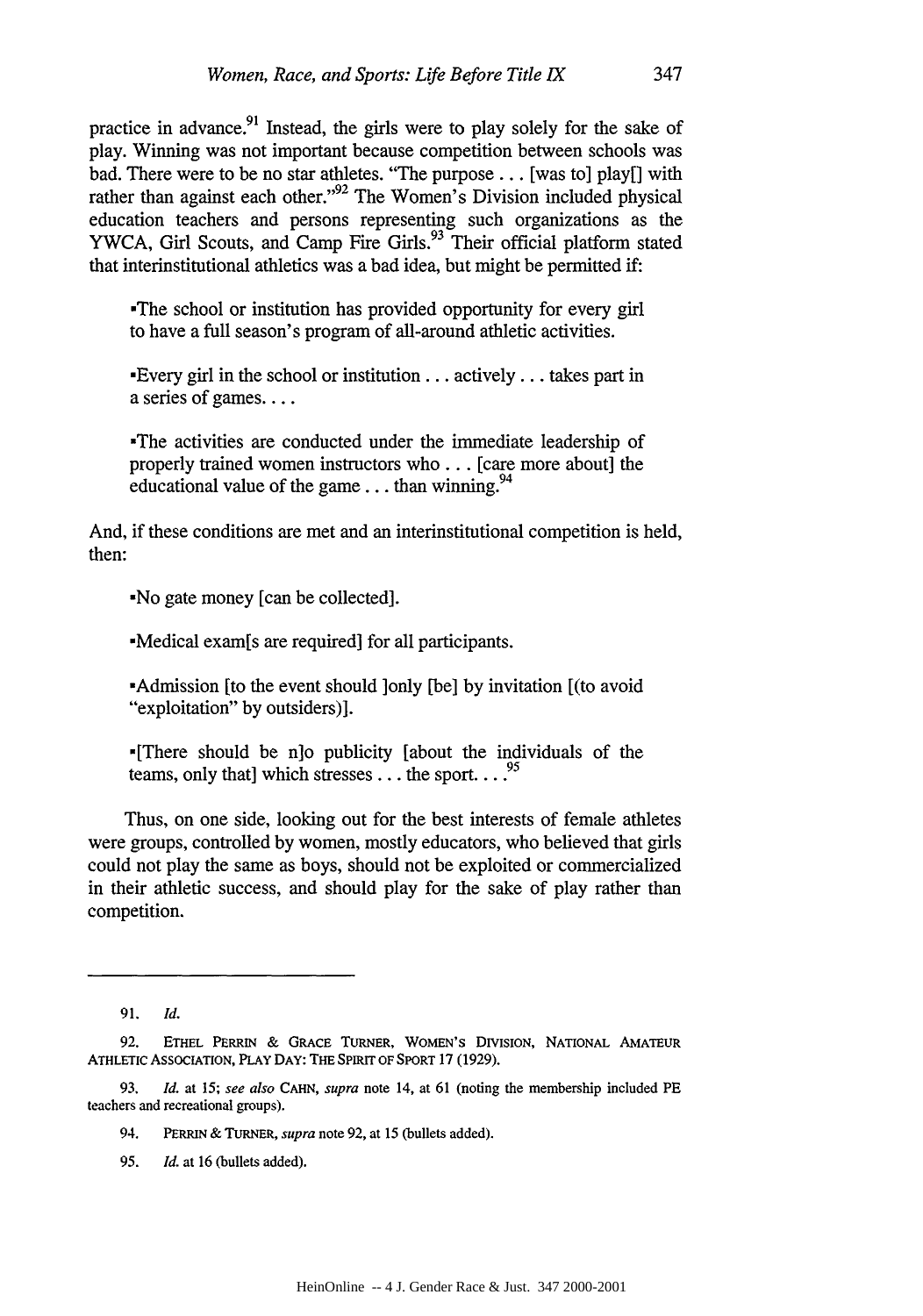practice in advance.[91] Instead, the girls were to play solely for the sake of play. Winning was not important because competition between schools was bad. There were to be no star athletes. "The purpose . . . [was to] play[] with rather than against each other."[92] The Women's Division included physical education teachers and persons representing such organizations as the YWCA, Girl Scouts, and Camp Fire Girls.[93] Their official platform stated that interinstitutional athletics was a bad idea, but might be permitted if:

> •The school or institution has provided opportunity for every girl to have a full season's program of all-around athletic activities.
>
> •Every girl in the school or institution . . . actively . . . takes part in a series of games. . . .
>
> •The activities are conducted under the immediate leadership of properly trained women instructors who . . . [care more about] the educational value of the game . . . than winning.[94]

And, if these conditions are met and an interinstitutional competition is held, then:

> •No gate money [can be collected].
>
> •Medical exam[s are required] for all participants.
>
> •Admission [to the event should ]only [be] by invitation [(to avoid "exploitation" by outsiders)].
>
> •[There should be n]o publicity [about the individuals of the teams, only that] which stresses . . . the sport. . . .[95]

Thus, on one side, looking out for the best interests of female athletes were groups, controlled by women, mostly educators, who believed that girls could not play the same as boys, should not be exploited or commercialized in their athletic success, and should play for the sake of play rather than competition.

---

91. *Id.*

92. ETHEL PERRIN & GRACE TURNER, WOMEN'S DIVISION, NATIONAL AMATEUR ATHLETIC ASSOCIATION, PLAY DAY: THE SPIRIT OF SPORT 17 (1929).

93. *Id.* at 15; *see also* CAHN, *supra* note 14, at 61 (noting the membership included PE teachers and recreational groups).

94. PERRIN & TURNER, *supra* note 92, at 15 (bullets added).

95. *Id.* at 16 (bullets added).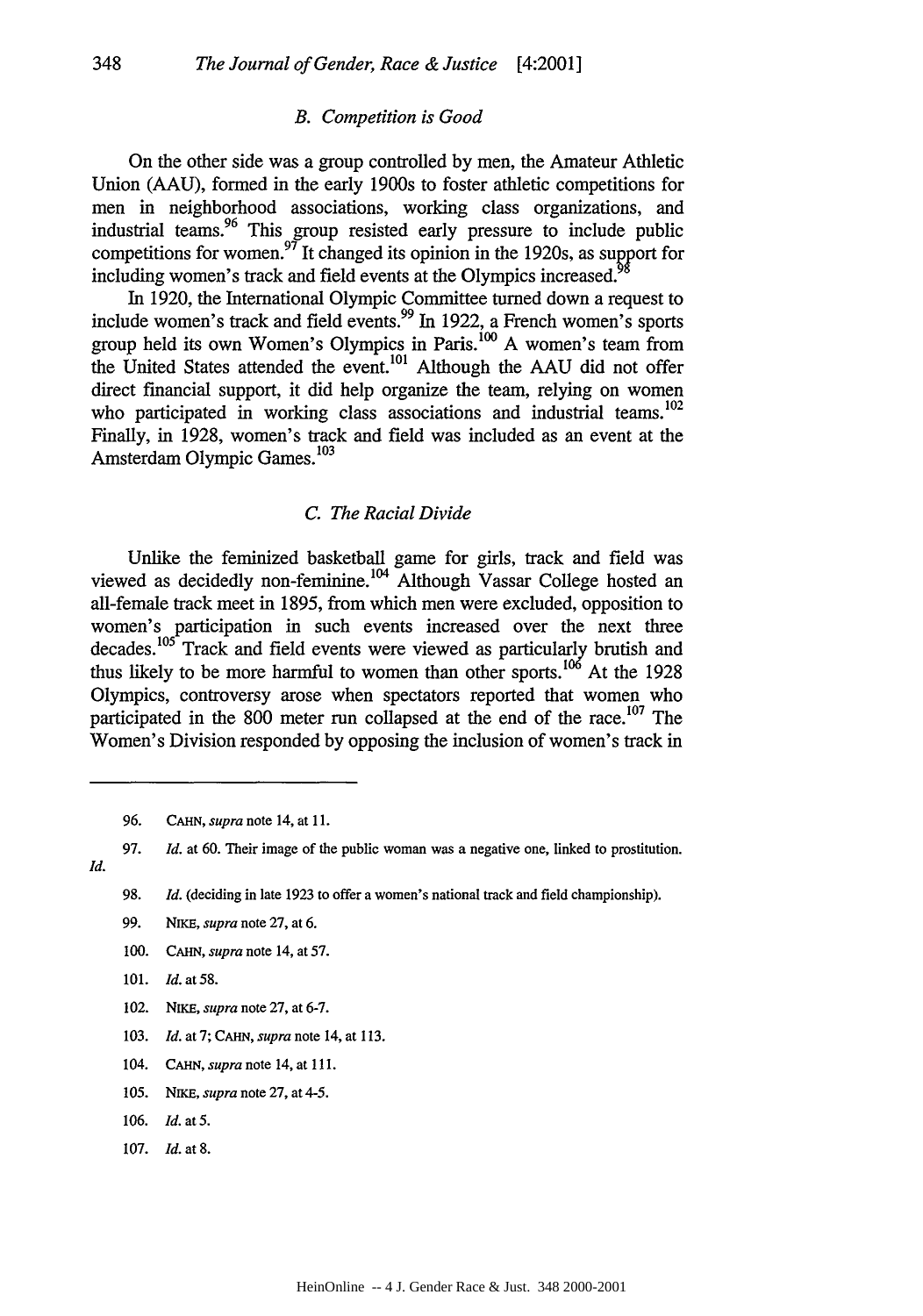### *B. Competition is Good*

On the other side was a group controlled by men, the Amateur Athletic Union (AAU), formed in the early 1900s to foster athletic competitions for men in neighborhood associations, working class organizations, and industrial teams.[96] This group resisted early pressure to include public competitions for women.[97] It changed its opinion in the 1920s, as support for including women's track and field events at the Olympics increased.[98]

In 1920, the International Olympic Committee turned down a request to include women's track and field events.[99] In 1922, a French women's sports group held its own Women's Olympics in Paris.[100] A women's team from the United States attended the event.[101] Although the AAU did not offer direct financial support, it did help organize the team, relying on women who participated in working class associations and industrial teams.[102] Finally, in 1928, women's track and field was included as an event at the Amsterdam Olympic Games.[103]

### *C. The Racial Divide*

Unlike the feminized basketball game for girls, track and field was viewed as decidedly non-feminine.[104] Although Vassar College hosted an all-female track meet in 1895, from which men were excluded, opposition to women's participation in such events increased over the next three decades.[105] Track and field events were viewed as particularly brutish and thus likely to be more harmful to women than other sports.[106] At the 1928 Olympics, controversy arose when spectators reported that women who participated in the 800 meter run collapsed at the end of the race.[107] The Women's Division responded by opposing the inclusion of women's track in

---

96. CAHN, *supra* note 14, at 11.

97. *Id.* at 60. Their image of the public woman was a negative one, linked to prostitution. *Id.*

98. *Id.* (deciding in late 1923 to offer a women's national track and field championship).

99. NIKE, *supra* note 27, at 6.

100. CAHN, *supra* note 14, at 57.

101. *Id.* at 58.

102. NIKE, *supra* note 27, at 6-7.

103. *Id.* at 7; CAHN, *supra* note 14, at 113.

104. CAHN, *supra* note 14, at 111.

105. NIKE, *supra* note 27, at 4-5.

106. *Id.* at 5.

107. *Id.* at 8.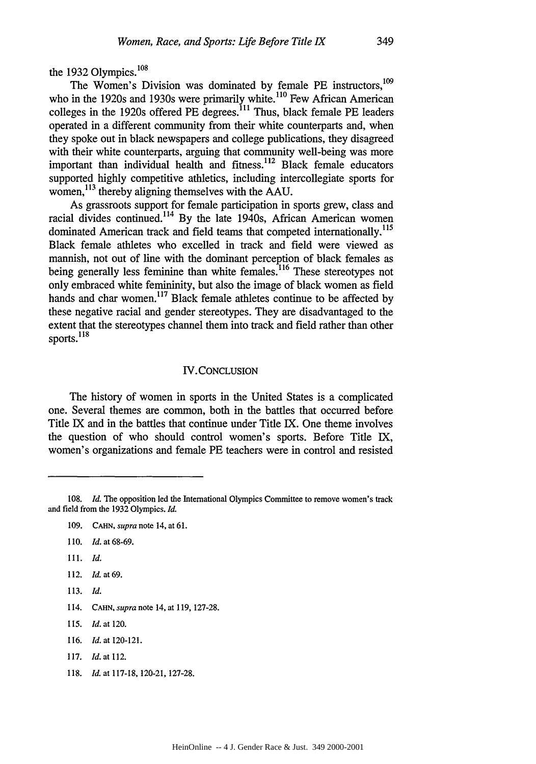the 1932 Olympics.[108]

The Women's Division was dominated by female PE instructors,[109] who in the 1920s and 1930s were primarily white.[110] Few African American colleges in the 1920s offered PE degrees.[111] Thus, black female PE leaders operated in a different community from their white counterparts and, when they spoke out in black newspapers and college publications, they disagreed with their white counterparts, arguing that community well-being was more important than individual health and fitness.[112] Black female educators supported highly competitive athletics, including intercollegiate sports for women,[113] thereby aligning themselves with the AAU.

As grassroots support for female participation in sports grew, class and racial divides continued.[114] By the late 1940s, African American women dominated American track and field teams that competed internationally.[115] Black female athletes who excelled in track and field were viewed as mannish, not out of line with the dominant perception of black females as being generally less feminine than white females.[116] These stereotypes not only embraced white femininity, but also the image of black women as field hands and char women.[117] Black female athletes continue to be affected by these negative racial and gender stereotypes. They are disadvantaged to the extent that the stereotypes channel them into track and field rather than other sports.[118]

## IV. CONCLUSION

The history of women in sports in the United States is a complicated one. Several themes are common, both in the battles that occurred before Title IX and in the battles that continue under Title IX. One theme involves the question of who should control women's sports. Before Title IX, women's organizations and female PE teachers were in control and resisted

---

108. *Id.* The opposition led the International Olympics Committee to remove women's track and field from the 1932 Olympics. *Id.*

109. CAHN, *supra* note 14, at 61.

110. *Id.* at 68-69.

111. *Id.*

112. *Id.* at 69.

113. *Id.*

114. CAHN, *supra* note 14, at 119, 127-28.

115. *Id.* at 120.

116. *Id.* at 120-121.

117. *Id.* at 112.

118. *Id.* at 117-18, 120-21, 127-28.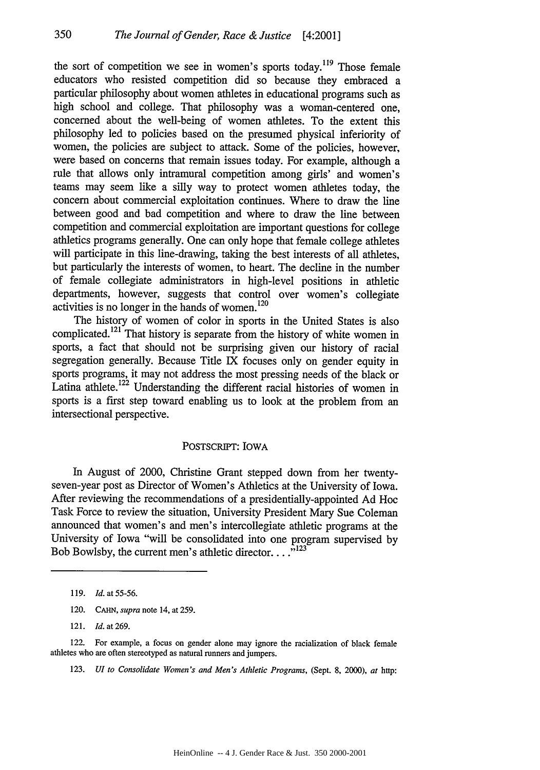the sort of competition we see in women's sports today.[119] Those female educators who resisted competition did so because they embraced a particular philosophy about women athletes in educational programs such as high school and college. That philosophy was a woman-centered one, concerned about the well-being of women athletes. To the extent this philosophy led to policies based on the presumed physical inferiority of women, the policies are subject to attack. Some of the policies, however, were based on concerns that remain issues today. For example, although a rule that allows only intramural competition among girls' and women's teams may seem like a silly way to protect women athletes today, the concern about commercial exploitation continues. Where to draw the line between good and bad competition and where to draw the line between competition and commercial exploitation are important questions for college athletics programs generally. One can only hope that female college athletes will participate in this line-drawing, taking the best interests of all athletes, but particularly the interests of women, to heart. The decline in the number of female collegiate administrators in high-level positions in athletic departments, however, suggests that control over women's collegiate activities is no longer in the hands of women.[120]

The history of women of color in sports in the United States is also complicated.[121] That history is separate from the history of white women in sports, a fact that should not be surprising given our history of racial segregation generally. Because Title IX focuses only on gender equity in sports programs, it may not address the most pressing needs of the black or Latina athlete.[122] Understanding the different racial histories of women in sports is a first step toward enabling us to look at the problem from an intersectional perspective.

## POSTSCRIPT: IOWA

In August of 2000, Christine Grant stepped down from her twenty-seven-year post as Director of Women's Athletics at the University of Iowa. After reviewing the recommendations of a presidentially-appointed Ad Hoc Task Force to review the situation, University President Mary Sue Coleman announced that women's and men's intercollegiate athletic programs at the University of Iowa "will be consolidated into one program supervised by Bob Bowlsby, the current men's athletic director. . . ."[123]

---

119. *Id.* at 55-56.

120. CAHN, *supra* note 14, at 259.

121. *Id.* at 269.

122. For example, a focus on gender alone may ignore the racialization of black female athletes who are often stereotyped as natural runners and jumpers.

123. *UI to Consolidate Women's and Men's Athletic Programs*, (Sept. 8, 2000), *at* http: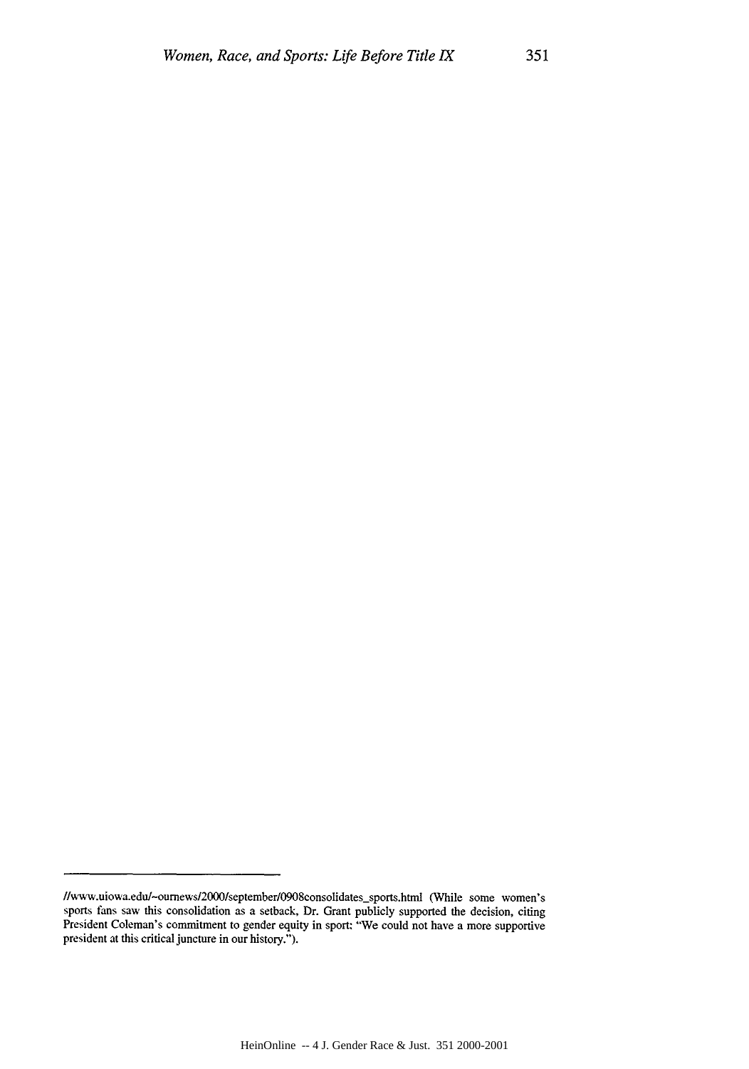//www.uiowa.edu/~ournews/2000/september/0908consolidates_sports.html (While some women's sports fans saw this consolidation as a setback, Dr. Grant publicly supported the decision, citing President Coleman's commitment to gender equity in sport: "We could not have a more supportive president at this critical juncture in our history.").